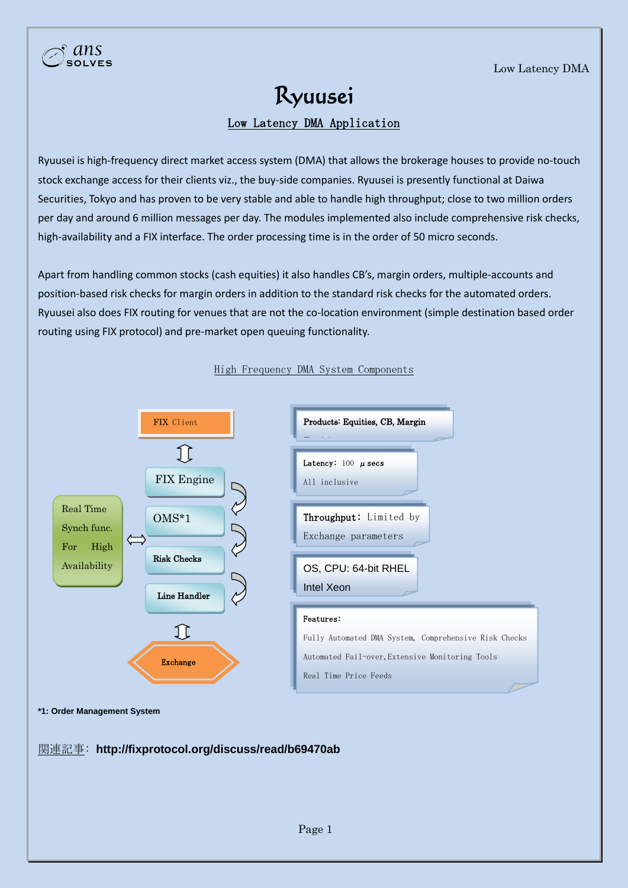# Ryuusei

## Low Latency DMA Application

Ryuusei is high-frequency direct market access system (DMA) that allows the brokerage houses to provide no-touch stock exchange access for their clients viz., the buy-side companies. Ryuusei is presently functional at Daiwa Securities, Tokyo and has proven to be very stable and able to handle high throughput; close to two million orders per day and around 6 million messages per day. The modules implemented also include comprehensive risk checks, high-availability and a FIX interface. The order processing time is in the order of 50 micro seconds.

Apart from handling common stocks (cash equities) it also handles CB's, margin orders, multiple-accounts and position-based risk checks for margin orders in addition to the standard risk checks for the automated orders. Ryuusei also does FIX routing for venues that are not the co-location environment (simple destination based order routing using FIX protocol) and pre-market open queuing functionality.

### High Frequency DMA System Components

- FIX Client
- FIX Engine
- OMS*1
- Risk Checks
- Line Handler
- Exchange

Real Time Synch func. For High Availability

**Products:** Equities, CB, Margin

**Latency:** 100 μsecs
All inclusive

**Throughput:** Limited by Exchange parameters

**OS, CPU:** 64-bit RHEL
Intel Xeon

**Features:**
Fully Automated DMA System, Comprehensive Risk Checks
Automated Fail-over, Extensive Monitoring Tools
Real Time Price Feeds

**\*1: Order Management System**

関連記事: **http://fixprotocol.org/discuss/read/b69470ab**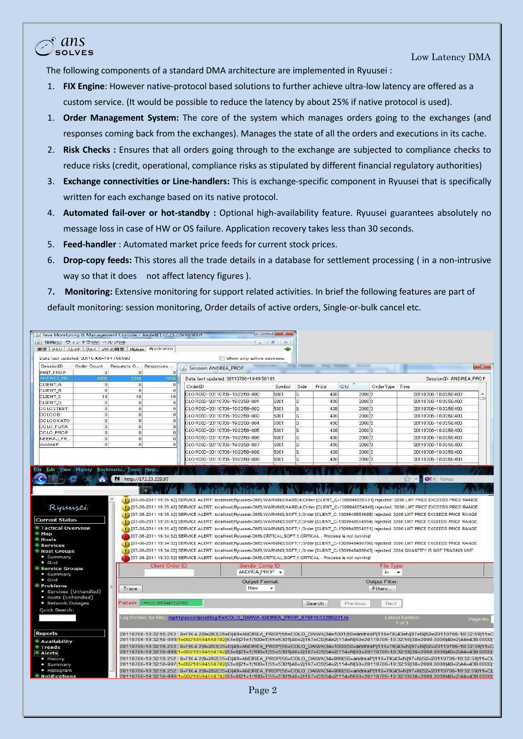The following components of a standard DMA architecture are implemented in Ryuusei :

1. **FIX Engine**: However native-protocol based solutions to further achieve ultra-low latency are offered as a custom service. (It would be possible to reduce the latency by about 25% if native protocol is used).
1. **Order Management System:** The core of the system which manages orders going to the exchanges (and responses coming back from the exchanges). Manages the state of all the orders and executions in its cache.
2. **Risk Checks :** Ensures that all orders going through to the exchange are subjected to compliance checks to reduce risks (credit, operational, compliance risks as stipulated by different financial regulatory authorities)
3. **Exchange connectivities or Line-handlers:** This is exchange-specific component in Ryuusei that is specifically written for each exchange based on its native protocol.
4. **Automated fail-over or hot-standby :** Optional high-availability feature. Ryuusei guarantees absolutely no message loss in case of HW or OS failure. Application recovery takes less than 30 seconds.
5. **Feed-handler** : Automated market price feeds for current stock prices.
6. **Drop-copy feeds:** This stores all the trade details in a database for settlement processing ( in a non-intrusive way so that it does not affect latency figures ).

7. **Monitoring:** Extensive monitoring for support related activities. In brief the following features are part of default monitoring: session monitoring, Order details of active orders, Single-or-bulk cancel etc.